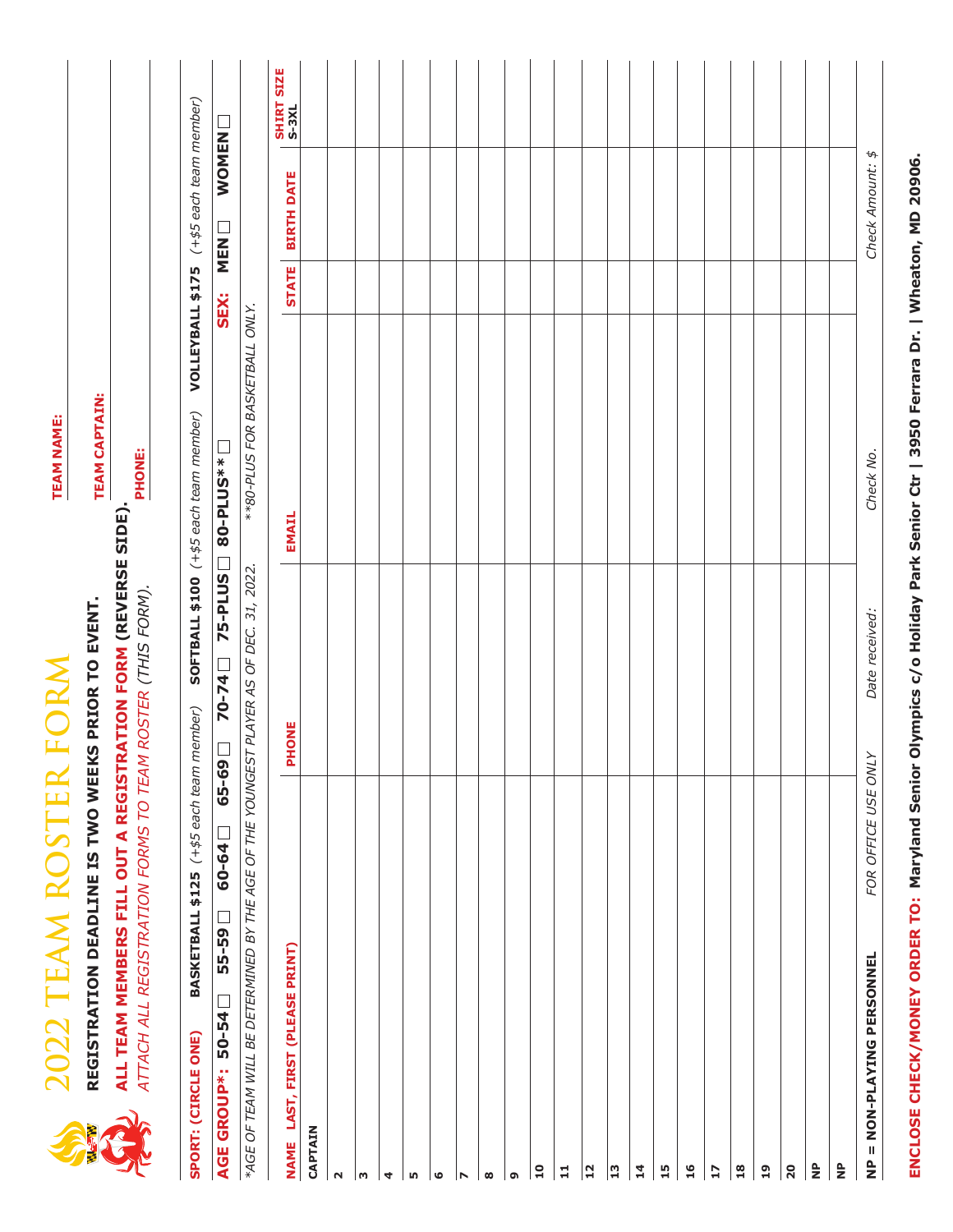# 2022 TEAM ROSTER FORM

**REGISTRATION DEADLINE IS TWO WEEKS PRIOR TO EVENT.**

**ALL TEAM MEMBERS FILL OUT A REGISTRATION FORM (REVERSE SIDE).**

*ATTACH ALL REGISTRATION FORMS TO TEAM ROSTER (THIS FORM).*

**TEAM NAME:**

**TEAM CAPTAIN:**

**PHONE:**

**SPORT: (CIRCLE ONE)** **BASKETBALL $125** *(+$5 each team member)* **SOFTBALL $100** *(+$5 each team member)* **VOLLEYBALL $175** *(+$5 each team member)*

**AGE GROUP*: 50-54** ☐ **55-59** ☐ **60-64** ☐ **65-69** ☐ **70-74** ☐ **75-PLUS** ☐ **80-PLUS**** ☐ **SEX: MEN** ☐ **WOMEN** ☐

*\*AGE OF TEAM WILL BE DETERMINED BY THE AGE OF THE YOUNGEST PLAYER AS OF DEC. 31, 2022.* *\*\*80-PLUS FOR BASKETBALL ONLY.*

| NAME LAST, FIRST (PLEASE PRINT) | PHONE | EMAIL | STATE | BIRTH DATE | SHIRT SIZE S-3XL |
|---|---|---|---|---|---|
| CAPTAIN | | | | | |
| 2 | | | | | |
| 3 | | | | | |
| 4 | | | | | |
| 5 | | | | | |
| 6 | | | | | |
| 7 | | | | | |
| 8 | | | | | |
| 9 | | | | | |
| 10 | | | | | |
| 11 | | | | | |
| 12 | | | | | |
| 13 | | | | | |
| 14 | | | | | |
| 15 | | | | | |
| 16 | | | | | |
| 17 | | | | | |
| 18 | | | | | |
| 19 | | | | | |
| 20 | | | | | |
| NP | | | | | |
| NP | | | | | |

**NP = NON-PLAYING PERSONNEL**

*FOR OFFICE USE ONLY* *Date received:* *Check No.* *Check Amount: $*

**ENCLOSE CHECK/MONEY ORDER TO: Maryland Senior Olympics c/o Holiday Park Senior Ctr | 3950 Ferrara Dr. | Wheaton, MD 20906.**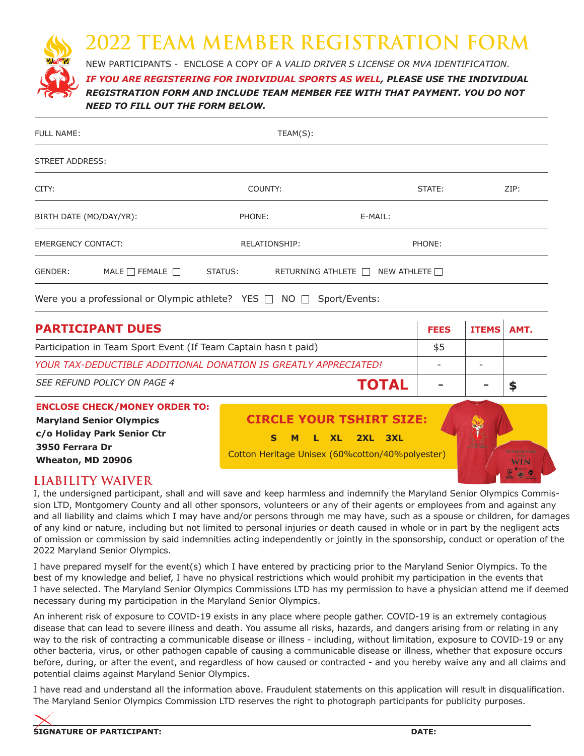# 2022 TEAM MEMBER REGISTRATION FORM

NEW PARTICIPANTS - ENCLOSE A COPY OF A *VALID DRIVER S LICENSE OR MVA IDENTIFICATION*.

***IF YOU ARE REGISTERING FOR INDIVIDUAL SPORTS AS WELL, PLEASE USE THE INDIVIDUAL REGISTRATION FORM AND INCLUDE TEAM MEMBER FEE WITH THAT PAYMENT. YOU DO NOT NEED TO FILL OUT THE FORM BELOW.***

FULL NAME: TEAM(S):

STREET ADDRESS:

CITY: COUNTY: STATE: ZIP:

BIRTH DATE (MO/DAY/YR): PHONE: E-MAIL:

EMERGENCY CONTACT: RELATIONSHIP: PHONE:

GENDER: MALE ☐ FEMALE ☐ STATUS: RETURNING ATHLETE ☐ NEW ATHLETE ☐

Were you a professional or Olympic athlete? YES ☐ NO ☐ Sport/Events:

| PARTICIPANT DUES | FEES | ITEMS | AMT. |
|---|---|---|---|
| Participation in Team Sport Event (If Team Captain hasn t paid) | $5 | | |
| *YOUR TAX-DEDUCTIBLE ADDITIONAL DONATION IS GREATLY APPRECIATED!* | - | - | |
| *SEE REFUND POLICY ON PAGE 4* **TOTAL** | - | - | $ |

**ENCLOSE CHECK/MONEY ORDER TO:**

**Maryland Senior Olympics**
**c/o Holiday Park Senior Ctr**
**3950 Ferrara Dr**
**Wheaton, MD 20906**

**CIRCLE YOUR TSHIRT SIZE:**

**S M L XL 2XL 3XL**

Cotton Heritage Unisex (60%cotton/40%polyester)

## LIABILITY WAIVER

I, the undersigned participant, shall and will save and keep harmless and indemnify the Maryland Senior Olympics Commission LTD, Montgomery County and all other sponsors, volunteers or any of their agents or employees from and against any and all liability and claims which I may have and/or persons through me may have, such as a spouse or children, for damages of any kind or nature, including but not limited to personal injuries or death caused in whole or in part by the negligent acts of omission or commission by said indemnities acting independently or jointly in the sponsorship, conduct or operation of the 2022 Maryland Senior Olympics.

I have prepared myself for the event(s) which I have entered by practicing prior to the Maryland Senior Olympics. To the best of my knowledge and belief, I have no physical restrictions which would prohibit my participation in the events that I have selected. The Maryland Senior Olympics Commissions LTD has my permission to have a physician attend me if deemed necessary during my participation in the Maryland Senior Olympics.

An inherent risk of exposure to COVID-19 exists in any place where people gather. COVID-19 is an extremely contagious disease that can lead to severe illness and death. You assume all risks, hazards, and dangers arising from or relating in any way to the risk of contracting a communicable disease or illness - including, without limitation, exposure to COVID-19 or any other bacteria, virus, or other pathogen capable of causing a communicable disease or illness, whether that exposure occurs before, during, or after the event, and regardless of how caused or contracted - and you hereby waive any and all claims and potential claims against Maryland Senior Olympics.

I have read and understand all the information above. Fraudulent statements on this application will result in disqualification. The Maryland Senior Olympics Commission LTD reserves the right to photograph participants for publicity purposes.

**SIGNATURE OF PARTICIPANT:** **DATE:**